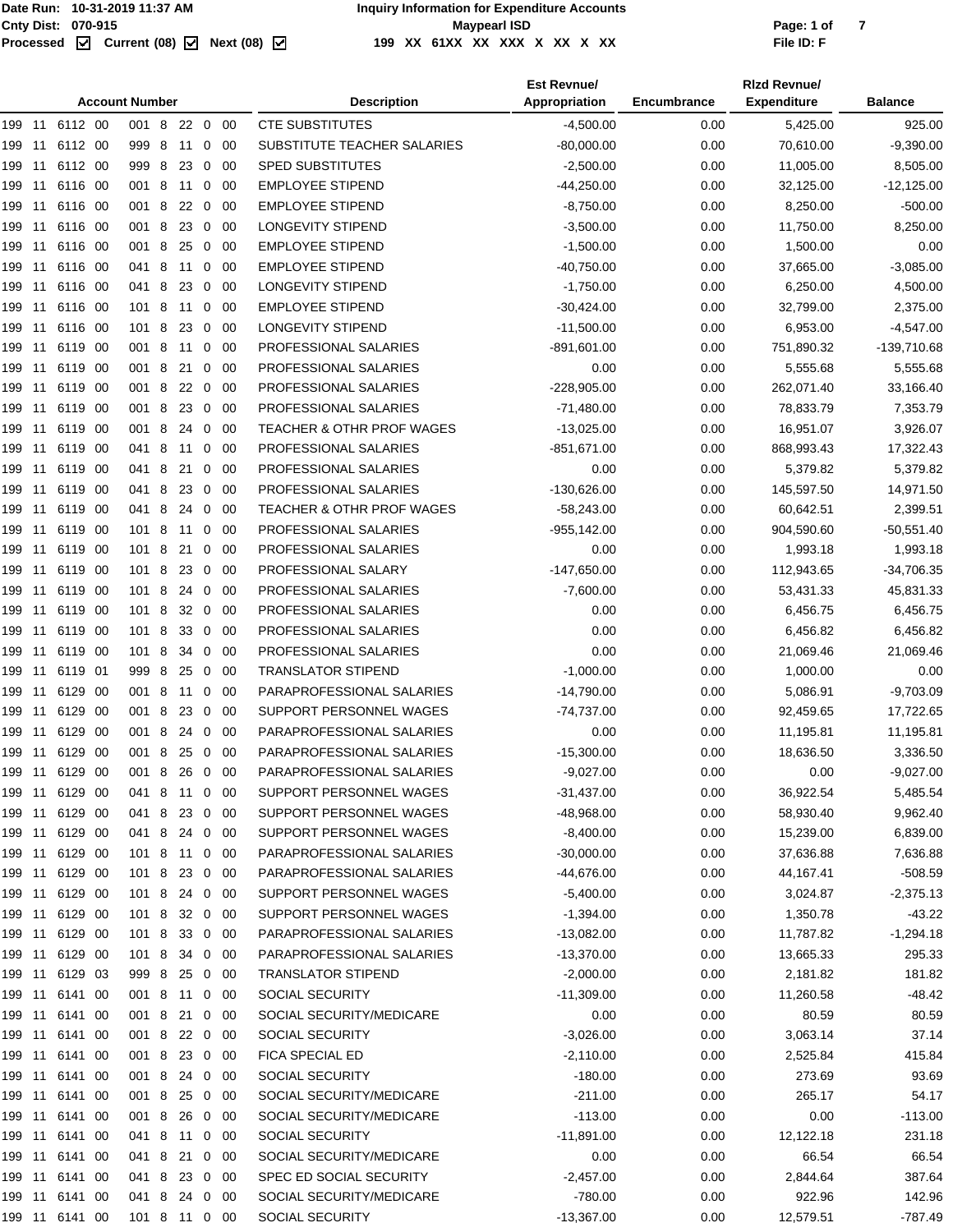Date Run: 10-31-2019 11:37 AM
Cnty Dist: 070-915
Processed ☑ Current (08) ☑ Next (08) ☑

# Inquiry Information for Expenditure Accounts

**Maypearl ISD**

199 XX 61XX XX XXX X XX X XX

File ID: F

| Account Number | Description | Est Revnue/ Appropriation | Encumbrance | Rlzd Revnue/ Expenditure | Balance |
|---|---|---|---|---|---|
| 199 11 6112 00 001 8 22 0 00 | CTE SUBSTITUTES | -4,500.00 | 0.00 | 5,425.00 | 925.00 |
| 199 11 6112 00 999 8 11 0 00 | SUBSTITUTE TEACHER SALARIES | -80,000.00 | 0.00 | 70,610.00 | -9,390.00 |
| 199 11 6112 00 999 8 23 0 00 | SPED SUBSTITUTES | -2,500.00 | 0.00 | 11,005.00 | 8,505.00 |
| 199 11 6116 00 001 8 11 0 00 | EMPLOYEE STIPEND | -44,250.00 | 0.00 | 32,125.00 | -12,125.00 |
| 199 11 6116 00 001 8 22 0 00 | EMPLOYEE STIPEND | -8,750.00 | 0.00 | 8,250.00 | -500.00 |
| 199 11 6116 00 001 8 23 0 00 | LONGEVITY STIPEND | -3,500.00 | 0.00 | 11,750.00 | 8,250.00 |
| 199 11 6116 00 001 8 25 0 00 | EMPLOYEE STIPEND | -1,500.00 | 0.00 | 1,500.00 | 0.00 |
| 199 11 6116 00 041 8 11 0 00 | EMPLOYEE STIPEND | -40,750.00 | 0.00 | 37,665.00 | -3,085.00 |
| 199 11 6116 00 041 8 23 0 00 | LONGEVITY STIPEND | -1,750.00 | 0.00 | 6,250.00 | 4,500.00 |
| 199 11 6116 00 101 8 11 0 00 | EMPLOYEE STIPEND | -30,424.00 | 0.00 | 32,799.00 | 2,375.00 |
| 199 11 6116 00 101 8 23 0 00 | LONGEVITY STIPEND | -11,500.00 | 0.00 | 6,953.00 | -4,547.00 |
| 199 11 6119 00 001 8 11 0 00 | PROFESSIONAL SALARIES | -891,601.00 | 0.00 | 751,890.32 | -139,710.68 |
| 199 11 6119 00 001 8 21 0 00 | PROFESSIONAL SALARIES | 0.00 | 0.00 | 5,555.68 | 5,555.68 |
| 199 11 6119 00 001 8 22 0 00 | PROFESSIONAL SALARIES | -228,905.00 | 0.00 | 262,071.40 | 33,166.40 |
| 199 11 6119 00 001 8 23 0 00 | PROFESSIONAL SALARIES | -71,480.00 | 0.00 | 78,833.79 | 7,353.79 |
| 199 11 6119 00 001 8 24 0 00 | TEACHER & OTHR PROF WAGES | -13,025.00 | 0.00 | 16,951.07 | 3,926.07 |
| 199 11 6119 00 041 8 11 0 00 | PROFESSIONAL SALARIES | -851,671.00 | 0.00 | 868,993.43 | 17,322.43 |
| 199 11 6119 00 041 8 21 0 00 | PROFESSIONAL SALARIES | 0.00 | 0.00 | 5,379.82 | 5,379.82 |
| 199 11 6119 00 041 8 23 0 00 | PROFESSIONAL SALARIES | -130,626.00 | 0.00 | 145,597.50 | 14,971.50 |
| 199 11 6119 00 041 8 24 0 00 | TEACHER & OTHR PROF WAGES | -58,243.00 | 0.00 | 60,642.51 | 2,399.51 |
| 199 11 6119 00 101 8 11 0 00 | PROFESSIONAL SALARIES | -955,142.00 | 0.00 | 904,590.60 | -50,551.40 |
| 199 11 6119 00 101 8 21 0 00 | PROFESSIONAL SALARIES | 0.00 | 0.00 | 1,993.18 | 1,993.18 |
| 199 11 6119 00 101 8 23 0 00 | PROFESSIONAL SALARY | -147,650.00 | 0.00 | 112,943.65 | -34,706.35 |
| 199 11 6119 00 101 8 24 0 00 | PROFESSIONAL SALARIES | -7,600.00 | 0.00 | 53,431.33 | 45,831.33 |
| 199 11 6119 00 101 8 32 0 00 | PROFESSIONAL SALARIES | 0.00 | 0.00 | 6,456.75 | 6,456.75 |
| 199 11 6119 00 101 8 33 0 00 | PROFESSIONAL SALARIES | 0.00 | 0.00 | 6,456.82 | 6,456.82 |
| 199 11 6119 00 101 8 34 0 00 | PROFESSIONAL SALARIES | 0.00 | 0.00 | 21,069.46 | 21,069.46 |
| 199 11 6119 01 999 8 25 0 00 | TRANSLATOR STIPEND | -1,000.00 | 0.00 | 1,000.00 | 0.00 |
| 199 11 6129 00 001 8 11 0 00 | PARAPROFESSIONAL SALARIES | -14,790.00 | 0.00 | 5,086.91 | -9,703.09 |
| 199 11 6129 00 001 8 23 0 00 | SUPPORT PERSONNEL WAGES | -74,737.00 | 0.00 | 92,459.65 | 17,722.65 |
| 199 11 6129 00 001 8 24 0 00 | PARAPROFESSIONAL SALARIES | 0.00 | 0.00 | 11,195.81 | 11,195.81 |
| 199 11 6129 00 001 8 25 0 00 | PARAPROFESSIONAL SALARIES | -15,300.00 | 0.00 | 18,636.50 | 3,336.50 |
| 199 11 6129 00 001 8 26 0 00 | PARAPROFESSIONAL SALARIES | -9,027.00 | 0.00 | 0.00 | -9,027.00 |
| 199 11 6129 00 041 8 11 0 00 | SUPPORT PERSONNEL WAGES | -31,437.00 | 0.00 | 36,922.54 | 5,485.54 |
| 199 11 6129 00 041 8 23 0 00 | SUPPORT PERSONNEL WAGES | -48,968.00 | 0.00 | 58,930.40 | 9,962.40 |
| 199 11 6129 00 041 8 24 0 00 | SUPPORT PERSONNEL WAGES | -8,400.00 | 0.00 | 15,239.00 | 6,839.00 |
| 199 11 6129 00 101 8 11 0 00 | PARAPROFESSIONAL SALARIES | -30,000.00 | 0.00 | 37,636.88 | 7,636.88 |
| 199 11 6129 00 101 8 23 0 00 | PARAPROFESSIONAL SALARIES | -44,676.00 | 0.00 | 44,167.41 | -508.59 |
| 199 11 6129 00 101 8 24 0 00 | SUPPORT PERSONNEL WAGES | -5,400.00 | 0.00 | 3,024.87 | -2,375.13 |
| 199 11 6129 00 101 8 32 0 00 | SUPPORT PERSONNEL WAGES | -1,394.00 | 0.00 | 1,350.78 | -43.22 |
| 199 11 6129 00 101 8 33 0 00 | PARAPROFESSIONAL SALARIES | -13,082.00 | 0.00 | 11,787.82 | -1,294.18 |
| 199 11 6129 00 101 8 34 0 00 | PARAPROFESSIONAL SALARIES | -13,370.00 | 0.00 | 13,665.33 | 295.33 |
| 199 11 6129 03 999 8 25 0 00 | TRANSLATOR STIPEND | -2,000.00 | 0.00 | 2,181.82 | 181.82 |
| 199 11 6141 00 001 8 11 0 00 | SOCIAL SECURITY | -11,309.00 | 0.00 | 11,260.58 | -48.42 |
| 199 11 6141 00 001 8 21 0 00 | SOCIAL SECURITY/MEDICARE | 0.00 | 0.00 | 80.59 | 80.59 |
| 199 11 6141 00 001 8 22 0 00 | SOCIAL SECURITY | -3,026.00 | 0.00 | 3,063.14 | 37.14 |
| 199 11 6141 00 001 8 23 0 00 | FICA SPECIAL ED | -2,110.00 | 0.00 | 2,525.84 | 415.84 |
| 199 11 6141 00 001 8 24 0 00 | SOCIAL SECURITY | -180.00 | 0.00 | 273.69 | 93.69 |
| 199 11 6141 00 001 8 25 0 00 | SOCIAL SECURITY/MEDICARE | -211.00 | 0.00 | 265.17 | 54.17 |
| 199 11 6141 00 001 8 26 0 00 | SOCIAL SECURITY/MEDICARE | -113.00 | 0.00 | 0.00 | -113.00 |
| 199 11 6141 00 041 8 11 0 00 | SOCIAL SECURITY | -11,891.00 | 0.00 | 12,122.18 | 231.18 |
| 199 11 6141 00 041 8 21 0 00 | SOCIAL SECURITY/MEDICARE | 0.00 | 0.00 | 66.54 | 66.54 |
| 199 11 6141 00 041 8 23 0 00 | SPEC ED SOCIAL SECURITY | -2,457.00 | 0.00 | 2,844.64 | 387.64 |
| 199 11 6141 00 041 8 24 0 00 | SOCIAL SECURITY/MEDICARE | -780.00 | 0.00 | 922.96 | 142.96 |
| 199 11 6141 00 101 8 11 0 00 | SOCIAL SECURITY | -13,367.00 | 0.00 | 12,579.51 | -787.49 |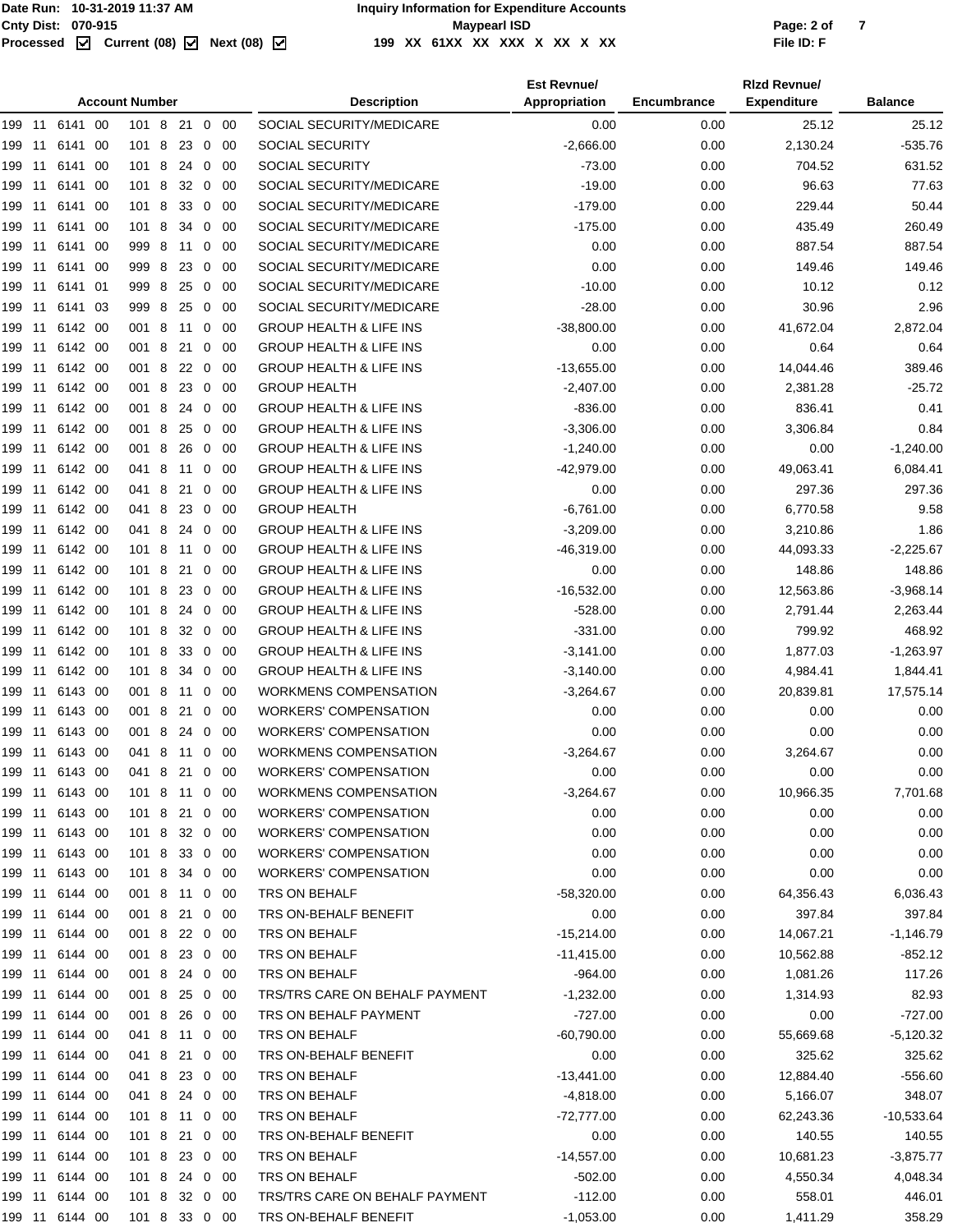| Account Number | Description | Est Revnue/ Appropriation | Encumbrance | Rlzd Revnue/ Expenditure | Balance |
|---|---|---|---|---|---|
| 199 11 6141 00 101 8 21 0 00 | SOCIAL SECURITY/MEDICARE | 0.00 | 0.00 | 25.12 | 25.12 |
| 199 11 6141 00 101 8 23 0 00 | SOCIAL SECURITY | -2,666.00 | 0.00 | 2,130.24 | -535.76 |
| 199 11 6141 00 101 8 24 0 00 | SOCIAL SECURITY | -73.00 | 0.00 | 704.52 | 631.52 |
| 199 11 6141 00 101 8 32 0 00 | SOCIAL SECURITY/MEDICARE | -19.00 | 0.00 | 96.63 | 77.63 |
| 199 11 6141 00 101 8 33 0 00 | SOCIAL SECURITY/MEDICARE | -179.00 | 0.00 | 229.44 | 50.44 |
| 199 11 6141 00 101 8 34 0 00 | SOCIAL SECURITY/MEDICARE | -175.00 | 0.00 | 435.49 | 260.49 |
| 199 11 6141 00 999 8 11 0 00 | SOCIAL SECURITY/MEDICARE | 0.00 | 0.00 | 887.54 | 887.54 |
| 199 11 6141 00 999 8 23 0 00 | SOCIAL SECURITY/MEDICARE | 0.00 | 0.00 | 149.46 | 149.46 |
| 199 11 6141 01 999 8 25 0 00 | SOCIAL SECURITY/MEDICARE | -10.00 | 0.00 | 10.12 | 0.12 |
| 199 11 6141 03 999 8 25 0 00 | SOCIAL SECURITY/MEDICARE | -28.00 | 0.00 | 30.96 | 2.96 |
| 199 11 6142 00 001 8 11 0 00 | GROUP HEALTH & LIFE INS | -38,800.00 | 0.00 | 41,672.04 | 2,872.04 |
| 199 11 6142 00 001 8 21 0 00 | GROUP HEALTH & LIFE INS | 0.00 | 0.00 | 0.64 | 0.64 |
| 199 11 6142 00 001 8 22 0 00 | GROUP HEALTH & LIFE INS | -13,655.00 | 0.00 | 14,044.46 | 389.46 |
| 199 11 6142 00 001 8 23 0 00 | GROUP HEALTH | -2,407.00 | 0.00 | 2,381.28 | -25.72 |
| 199 11 6142 00 001 8 24 0 00 | GROUP HEALTH & LIFE INS | -836.00 | 0.00 | 836.41 | 0.41 |
| 199 11 6142 00 001 8 25 0 00 | GROUP HEALTH & LIFE INS | -3,306.00 | 0.00 | 3,306.84 | 0.84 |
| 199 11 6142 00 001 8 26 0 00 | GROUP HEALTH & LIFE INS | -1,240.00 | 0.00 | 0.00 | -1,240.00 |
| 199 11 6142 00 041 8 11 0 00 | GROUP HEALTH & LIFE INS | -42,979.00 | 0.00 | 49,063.41 | 6,084.41 |
| 199 11 6142 00 041 8 21 0 00 | GROUP HEALTH & LIFE INS | 0.00 | 0.00 | 297.36 | 297.36 |
| 199 11 6142 00 041 8 23 0 00 | GROUP HEALTH | -6,761.00 | 0.00 | 6,770.58 | 9.58 |
| 199 11 6142 00 041 8 24 0 00 | GROUP HEALTH & LIFE INS | -3,209.00 | 0.00 | 3,210.86 | 1.86 |
| 199 11 6142 00 101 8 11 0 00 | GROUP HEALTH & LIFE INS | -46,319.00 | 0.00 | 44,093.33 | -2,225.67 |
| 199 11 6142 00 101 8 21 0 00 | GROUP HEALTH & LIFE INS | 0.00 | 0.00 | 148.86 | 148.86 |
| 199 11 6142 00 101 8 23 0 00 | GROUP HEALTH & LIFE INS | -16,532.00 | 0.00 | 12,563.86 | -3,968.14 |
| 199 11 6142 00 101 8 24 0 00 | GROUP HEALTH & LIFE INS | -528.00 | 0.00 | 2,791.44 | 2,263.44 |
| 199 11 6142 00 101 8 32 0 00 | GROUP HEALTH & LIFE INS | -331.00 | 0.00 | 799.92 | 468.92 |
| 199 11 6142 00 101 8 33 0 00 | GROUP HEALTH & LIFE INS | -3,141.00 | 0.00 | 1,877.03 | -1,263.97 |
| 199 11 6142 00 101 8 34 0 00 | GROUP HEALTH & LIFE INS | -3,140.00 | 0.00 | 4,984.41 | 1,844.41 |
| 199 11 6143 00 001 8 11 0 00 | WORKMENS COMPENSATION | -3,264.67 | 0.00 | 20,839.81 | 17,575.14 |
| 199 11 6143 00 001 8 21 0 00 | WORKERS' COMPENSATION | 0.00 | 0.00 | 0.00 | 0.00 |
| 199 11 6143 00 001 8 24 0 00 | WORKERS' COMPENSATION | 0.00 | 0.00 | 0.00 | 0.00 |
| 199 11 6143 00 041 8 11 0 00 | WORKMENS COMPENSATION | -3,264.67 | 0.00 | 3,264.67 | 0.00 |
| 199 11 6143 00 041 8 21 0 00 | WORKERS' COMPENSATION | 0.00 | 0.00 | 0.00 | 0.00 |
| 199 11 6143 00 101 8 11 0 00 | WORKMENS COMPENSATION | -3,264.67 | 0.00 | 10,966.35 | 7,701.68 |
| 199 11 6143 00 101 8 21 0 00 | WORKERS' COMPENSATION | 0.00 | 0.00 | 0.00 | 0.00 |
| 199 11 6143 00 101 8 32 0 00 | WORKERS' COMPENSATION | 0.00 | 0.00 | 0.00 | 0.00 |
| 199 11 6143 00 101 8 33 0 00 | WORKERS' COMPENSATION | 0.00 | 0.00 | 0.00 | 0.00 |
| 199 11 6143 00 101 8 34 0 00 | WORKERS' COMPENSATION | 0.00 | 0.00 | 0.00 | 0.00 |
| 199 11 6144 00 001 8 11 0 00 | TRS ON BEHALF | -58,320.00 | 0.00 | 64,356.43 | 6,036.43 |
| 199 11 6144 00 001 8 21 0 00 | TRS ON-BEHALF BENEFIT | 0.00 | 0.00 | 397.84 | 397.84 |
| 199 11 6144 00 001 8 22 0 00 | TRS ON BEHALF | -15,214.00 | 0.00 | 14,067.21 | -1,146.79 |
| 199 11 6144 00 001 8 23 0 00 | TRS ON BEHALF | -11,415.00 | 0.00 | 10,562.88 | -852.12 |
| 199 11 6144 00 001 8 24 0 00 | TRS ON BEHALF | -964.00 | 0.00 | 1,081.26 | 117.26 |
| 199 11 6144 00 001 8 25 0 00 | TRS/TRS CARE ON BEHALF PAYMENT | -1,232.00 | 0.00 | 1,314.93 | 82.93 |
| 199 11 6144 00 001 8 26 0 00 | TRS ON BEHALF PAYMENT | -727.00 | 0.00 | 0.00 | -727.00 |
| 199 11 6144 00 041 8 11 0 00 | TRS ON BEHALF | -60,790.00 | 0.00 | 55,669.68 | -5,120.32 |
| 199 11 6144 00 041 8 21 0 00 | TRS ON-BEHALF BENEFIT | 0.00 | 0.00 | 325.62 | 325.62 |
| 199 11 6144 00 041 8 23 0 00 | TRS ON BEHALF | -13,441.00 | 0.00 | 12,884.40 | -556.60 |
| 199 11 6144 00 041 8 24 0 00 | TRS ON BEHALF | -4,818.00 | 0.00 | 5,166.07 | 348.07 |
| 199 11 6144 00 101 8 11 0 00 | TRS ON BEHALF | -72,777.00 | 0.00 | 62,243.36 | -10,533.64 |
| 199 11 6144 00 101 8 21 0 00 | TRS ON-BEHALF BENEFIT | 0.00 | 0.00 | 140.55 | 140.55 |
| 199 11 6144 00 101 8 23 0 00 | TRS ON BEHALF | -14,557.00 | 0.00 | 10,681.23 | -3,875.77 |
| 199 11 6144 00 101 8 24 0 00 | TRS ON BEHALF | -502.00 | 0.00 | 4,550.34 | 4,048.34 |
| 199 11 6144 00 101 8 32 0 00 | TRS/TRS CARE ON BEHALF PAYMENT | -112.00 | 0.00 | 558.01 | 446.01 |
| 199 11 6144 00 101 8 33 0 00 | TRS ON-BEHALF BENEFIT | -1,053.00 | 0.00 | 1,411.29 | 358.29 |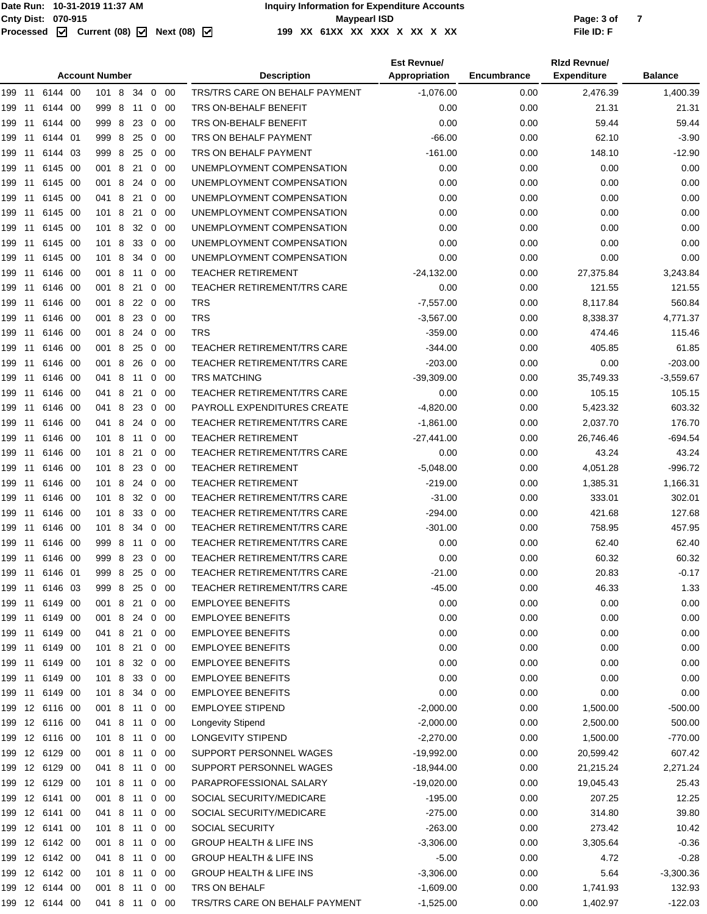| Account Number | Description | Est Revnue/ Appropriation | Encumbrance | Rlzd Revnue/ Expenditure | Balance |
|---|---|---|---|---|---|
| 199 11 6144 00 101 8 34 0 00 | TRS/TRS CARE ON BEHALF PAYMENT | -1,076.00 | 0.00 | 2,476.39 | 1,400.39 |
| 199 11 6144 00 999 8 11 0 00 | TRS ON-BEHALF BENEFIT | 0.00 | 0.00 | 21.31 | 21.31 |
| 199 11 6144 00 999 8 23 0 00 | TRS ON-BEHALF BENEFIT | 0.00 | 0.00 | 59.44 | 59.44 |
| 199 11 6144 01 999 8 25 0 00 | TRS ON BEHALF PAYMENT | -66.00 | 0.00 | 62.10 | -3.90 |
| 199 11 6144 03 999 8 25 0 00 | TRS ON BEHALF PAYMENT | -161.00 | 0.00 | 148.10 | -12.90 |
| 199 11 6145 00 001 8 21 0 00 | UNEMPLOYMENT COMPENSATION | 0.00 | 0.00 | 0.00 | 0.00 |
| 199 11 6145 00 001 8 24 0 00 | UNEMPLOYMENT COMPENSATION | 0.00 | 0.00 | 0.00 | 0.00 |
| 199 11 6145 00 041 8 21 0 00 | UNEMPLOYMENT COMPENSATION | 0.00 | 0.00 | 0.00 | 0.00 |
| 199 11 6145 00 101 8 21 0 00 | UNEMPLOYMENT COMPENSATION | 0.00 | 0.00 | 0.00 | 0.00 |
| 199 11 6145 00 101 8 32 0 00 | UNEMPLOYMENT COMPENSATION | 0.00 | 0.00 | 0.00 | 0.00 |
| 199 11 6145 00 101 8 33 0 00 | UNEMPLOYMENT COMPENSATION | 0.00 | 0.00 | 0.00 | 0.00 |
| 199 11 6145 00 101 8 34 0 00 | UNEMPLOYMENT COMPENSATION | 0.00 | 0.00 | 0.00 | 0.00 |
| 199 11 6146 00 001 8 11 0 00 | TEACHER RETIREMENT | -24,132.00 | 0.00 | 27,375.84 | 3,243.84 |
| 199 11 6146 00 001 8 21 0 00 | TEACHER RETIREMENT/TRS CARE | 0.00 | 0.00 | 121.55 | 121.55 |
| 199 11 6146 00 001 8 22 0 00 | TRS | -7,557.00 | 0.00 | 8,117.84 | 560.84 |
| 199 11 6146 00 001 8 23 0 00 | TRS | -3,567.00 | 0.00 | 8,338.37 | 4,771.37 |
| 199 11 6146 00 001 8 24 0 00 | TRS | -359.00 | 0.00 | 474.46 | 115.46 |
| 199 11 6146 00 001 8 25 0 00 | TEACHER RETIREMENT/TRS CARE | -344.00 | 0.00 | 405.85 | 61.85 |
| 199 11 6146 00 001 8 26 0 00 | TEACHER RETIREMENT/TRS CARE | -203.00 | 0.00 | 0.00 | -203.00 |
| 199 11 6146 00 041 8 11 0 00 | TRS MATCHING | -39,309.00 | 0.00 | 35,749.33 | -3,559.67 |
| 199 11 6146 00 041 8 21 0 00 | TEACHER RETIREMENT/TRS CARE | 0.00 | 0.00 | 105.15 | 105.15 |
| 199 11 6146 00 041 8 23 0 00 | PAYROLL EXPENDITURES CREATE | -4,820.00 | 0.00 | 5,423.32 | 603.32 |
| 199 11 6146 00 041 8 24 0 00 | TEACHER RETIREMENT/TRS CARE | -1,861.00 | 0.00 | 2,037.70 | 176.70 |
| 199 11 6146 00 101 8 11 0 00 | TEACHER RETIREMENT | -27,441.00 | 0.00 | 26,746.46 | -694.54 |
| 199 11 6146 00 101 8 21 0 00 | TEACHER RETIREMENT/TRS CARE | 0.00 | 0.00 | 43.24 | 43.24 |
| 199 11 6146 00 101 8 23 0 00 | TEACHER RETIREMENT | -5,048.00 | 0.00 | 4,051.28 | -996.72 |
| 199 11 6146 00 101 8 24 0 00 | TEACHER RETIREMENT | -219.00 | 0.00 | 1,385.31 | 1,166.31 |
| 199 11 6146 00 101 8 32 0 00 | TEACHER RETIREMENT/TRS CARE | -31.00 | 0.00 | 333.01 | 302.01 |
| 199 11 6146 00 101 8 33 0 00 | TEACHER RETIREMENT/TRS CARE | -294.00 | 0.00 | 421.68 | 127.68 |
| 199 11 6146 00 101 8 34 0 00 | TEACHER RETIREMENT/TRS CARE | -301.00 | 0.00 | 758.95 | 457.95 |
| 199 11 6146 00 999 8 11 0 00 | TEACHER RETIREMENT/TRS CARE | 0.00 | 0.00 | 62.40 | 62.40 |
| 199 11 6146 00 999 8 23 0 00 | TEACHER RETIREMENT/TRS CARE | 0.00 | 0.00 | 60.32 | 60.32 |
| 199 11 6146 01 999 8 25 0 00 | TEACHER RETIREMENT/TRS CARE | -21.00 | 0.00 | 20.83 | -0.17 |
| 199 11 6146 03 999 8 25 0 00 | TEACHER RETIREMENT/TRS CARE | -45.00 | 0.00 | 46.33 | 1.33 |
| 199 11 6149 00 001 8 21 0 00 | EMPLOYEE BENEFITS | 0.00 | 0.00 | 0.00 | 0.00 |
| 199 11 6149 00 001 8 24 0 00 | EMPLOYEE BENEFITS | 0.00 | 0.00 | 0.00 | 0.00 |
| 199 11 6149 00 041 8 21 0 00 | EMPLOYEE BENEFITS | 0.00 | 0.00 | 0.00 | 0.00 |
| 199 11 6149 00 101 8 21 0 00 | EMPLOYEE BENEFITS | 0.00 | 0.00 | 0.00 | 0.00 |
| 199 11 6149 00 101 8 32 0 00 | EMPLOYEE BENEFITS | 0.00 | 0.00 | 0.00 | 0.00 |
| 199 11 6149 00 101 8 33 0 00 | EMPLOYEE BENEFITS | 0.00 | 0.00 | 0.00 | 0.00 |
| 199 11 6149 00 101 8 34 0 00 | EMPLOYEE BENEFITS | 0.00 | 0.00 | 0.00 | 0.00 |
| 199 12 6116 00 001 8 11 0 00 | EMPLOYEE STIPEND | -2,000.00 | 0.00 | 1,500.00 | -500.00 |
| 199 12 6116 00 041 8 11 0 00 | Longevity Stipend | -2,000.00 | 0.00 | 2,500.00 | 500.00 |
| 199 12 6116 00 101 8 11 0 00 | LONGEVITY STIPEND | -2,270.00 | 0.00 | 1,500.00 | -770.00 |
| 199 12 6129 00 001 8 11 0 00 | SUPPORT PERSONNEL WAGES | -19,992.00 | 0.00 | 20,599.42 | 607.42 |
| 199 12 6129 00 041 8 11 0 00 | SUPPORT PERSONNEL WAGES | -18,944.00 | 0.00 | 21,215.24 | 2,271.24 |
| 199 12 6129 00 101 8 11 0 00 | PARAPROFESSIONAL SALARY | -19,020.00 | 0.00 | 19,045.43 | 25.43 |
| 199 12 6141 00 001 8 11 0 00 | SOCIAL SECURITY/MEDICARE | -195.00 | 0.00 | 207.25 | 12.25 |
| 199 12 6141 00 041 8 11 0 00 | SOCIAL SECURITY/MEDICARE | -275.00 | 0.00 | 314.80 | 39.80 |
| 199 12 6141 00 101 8 11 0 00 | SOCIAL SECURITY | -263.00 | 0.00 | 273.42 | 10.42 |
| 199 12 6142 00 001 8 11 0 00 | GROUP HEALTH & LIFE INS | -3,306.00 | 0.00 | 3,305.64 | -0.36 |
| 199 12 6142 00 041 8 11 0 00 | GROUP HEALTH & LIFE INS | -5.00 | 0.00 | 4.72 | -0.28 |
| 199 12 6142 00 101 8 11 0 00 | GROUP HEALTH & LIFE INS | -3,306.00 | 0.00 | 5.64 | -3,300.36 |
| 199 12 6144 00 001 8 11 0 00 | TRS ON BEHALF | -1,609.00 | 0.00 | 1,741.93 | 132.93 |
| 199 12 6144 00 041 8 11 0 00 | TRS/TRS CARE ON BEHALF PAYMENT | -1,525.00 | 0.00 | 1,402.97 | -122.03 |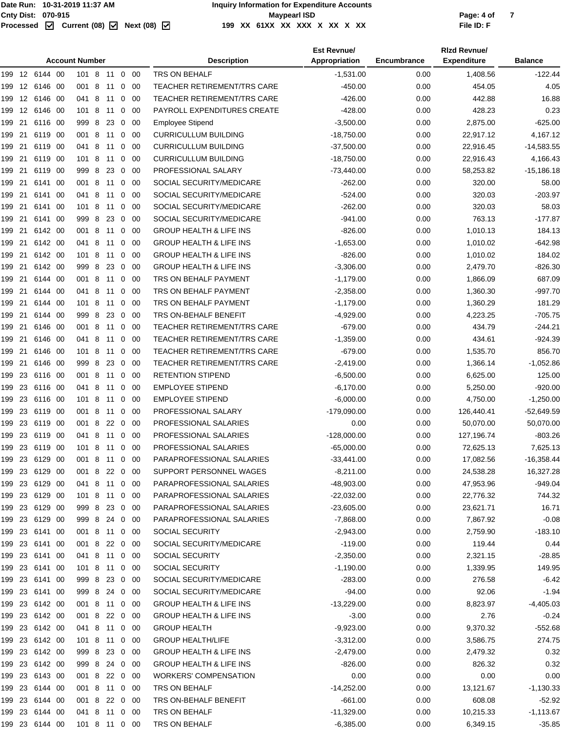| Account Number | Description | Est Revnue/ Appropriation | Encumbrance | Rlzd Revnue/ Expenditure | Balance |
|---|---|---|---|---|---|
| 199 12 6144 00 101 8 11 0 00 | TRS ON BEHALF | -1,531.00 | 0.00 | 1,408.56 | -122.44 |
| 199 12 6146 00 001 8 11 0 00 | TEACHER RETIREMENT/TRS CARE | -450.00 | 0.00 | 454.05 | 4.05 |
| 199 12 6146 00 041 8 11 0 00 | TEACHER RETIREMENT/TRS CARE | -426.00 | 0.00 | 442.88 | 16.88 |
| 199 12 6146 00 101 8 11 0 00 | PAYROLL EXPENDITURES CREATE | -428.00 | 0.00 | 428.23 | 0.23 |
| 199 21 6116 00 999 8 23 0 00 | Employee Stipend | -3,500.00 | 0.00 | 2,875.00 | -625.00 |
| 199 21 6119 00 001 8 11 0 00 | CURRICULLUM BUILDING | -18,750.00 | 0.00 | 22,917.12 | 4,167.12 |
| 199 21 6119 00 041 8 11 0 00 | CURRICULLUM BUILDING | -37,500.00 | 0.00 | 22,916.45 | -14,583.55 |
| 199 21 6119 00 101 8 11 0 00 | CURRICULLUM BUILDING | -18,750.00 | 0.00 | 22,916.43 | 4,166.43 |
| 199 21 6119 00 999 8 23 0 00 | PROFESSIONAL SALARY | -73,440.00 | 0.00 | 58,253.82 | -15,186.18 |
| 199 21 6141 00 001 8 11 0 00 | SOCIAL SECURITY/MEDICARE | -262.00 | 0.00 | 320.00 | 58.00 |
| 199 21 6141 00 041 8 11 0 00 | SOCIAL SECURITY/MEDICARE | -524.00 | 0.00 | 320.03 | -203.97 |
| 199 21 6141 00 101 8 11 0 00 | SOCIAL SECURITY/MEDICARE | -262.00 | 0.00 | 320.03 | 58.03 |
| 199 21 6141 00 999 8 23 0 00 | SOCIAL SECURITY/MEDICARE | -941.00 | 0.00 | 763.13 | -177.87 |
| 199 21 6142 00 001 8 11 0 00 | GROUP HEALTH & LIFE INS | -826.00 | 0.00 | 1,010.13 | 184.13 |
| 199 21 6142 00 041 8 11 0 00 | GROUP HEALTH & LIFE INS | -1,653.00 | 0.00 | 1,010.02 | -642.98 |
| 199 21 6142 00 101 8 11 0 00 | GROUP HEALTH & LIFE INS | -826.00 | 0.00 | 1,010.02 | 184.02 |
| 199 21 6142 00 999 8 23 0 00 | GROUP HEALTH & LIFE INS | -3,306.00 | 0.00 | 2,479.70 | -826.30 |
| 199 21 6144 00 001 8 11 0 00 | TRS ON BEHALF PAYMENT | -1,179.00 | 0.00 | 1,866.09 | 687.09 |
| 199 21 6144 00 041 8 11 0 00 | TRS ON BEHALF PAYMENT | -2,358.00 | 0.00 | 1,360.30 | -997.70 |
| 199 21 6144 00 101 8 11 0 00 | TRS ON BEHALF PAYMENT | -1,179.00 | 0.00 | 1,360.29 | 181.29 |
| 199 21 6144 00 999 8 23 0 00 | TRS ON-BEHALF BENEFIT | -4,929.00 | 0.00 | 4,223.25 | -705.75 |
| 199 21 6146 00 001 8 11 0 00 | TEACHER RETIREMENT/TRS CARE | -679.00 | 0.00 | 434.79 | -244.21 |
| 199 21 6146 00 041 8 11 0 00 | TEACHER RETIREMENT/TRS CARE | -1,359.00 | 0.00 | 434.61 | -924.39 |
| 199 21 6146 00 101 8 11 0 00 | TEACHER RETIREMENT/TRS CARE | -679.00 | 0.00 | 1,535.70 | 856.70 |
| 199 21 6146 00 999 8 23 0 00 | TEACHER RETIREMENT/TRS CARE | -2,419.00 | 0.00 | 1,366.14 | -1,052.86 |
| 199 23 6116 00 001 8 11 0 00 | RETENTION STIPEND | -6,500.00 | 0.00 | 6,625.00 | 125.00 |
| 199 23 6116 00 041 8 11 0 00 | EMPLOYEE STIPEND | -6,170.00 | 0.00 | 5,250.00 | -920.00 |
| 199 23 6116 00 101 8 11 0 00 | EMPLOYEE STIPEND | -6,000.00 | 0.00 | 4,750.00 | -1,250.00 |
| 199 23 6119 00 001 8 11 0 00 | PROFESSIONAL SALARY | -179,090.00 | 0.00 | 126,440.41 | -52,649.59 |
| 199 23 6119 00 001 8 22 0 00 | PROFESSIONAL SALARIES | 0.00 | 0.00 | 50,070.00 | 50,070.00 |
| 199 23 6119 00 041 8 11 0 00 | PROFESSIONAL SALARIES | -128,000.00 | 0.00 | 127,196.74 | -803.26 |
| 199 23 6119 00 101 8 11 0 00 | PROFESSIONAL SALARIES | -65,000.00 | 0.00 | 72,625.13 | 7,625.13 |
| 199 23 6129 00 001 8 11 0 00 | PARAPROFESSIONAL SALARIES | -33,441.00 | 0.00 | 17,082.56 | -16,358.44 |
| 199 23 6129 00 001 8 22 0 00 | SUPPORT PERSONNEL WAGES | -8,211.00 | 0.00 | 24,538.28 | 16,327.28 |
| 199 23 6129 00 041 8 11 0 00 | PARAPROFESSIONAL SALARIES | -48,903.00 | 0.00 | 47,953.96 | -949.04 |
| 199 23 6129 00 101 8 11 0 00 | PARAPROFESSIONAL SALARIES | -22,032.00 | 0.00 | 22,776.32 | 744.32 |
| 199 23 6129 00 999 8 23 0 00 | PARAPROFESSIONAL SALARIES | -23,605.00 | 0.00 | 23,621.71 | 16.71 |
| 199 23 6129 00 999 8 24 0 00 | PARAPROFESSIONAL SALARIES | -7,868.00 | 0.00 | 7,867.92 | -0.08 |
| 199 23 6141 00 001 8 11 0 00 | SOCIAL SECURITY | -2,943.00 | 0.00 | 2,759.90 | -183.10 |
| 199 23 6141 00 001 8 22 0 00 | SOCIAL SECURITY/MEDICARE | -119.00 | 0.00 | 119.44 | 0.44 |
| 199 23 6141 00 041 8 11 0 00 | SOCIAL SECURITY | -2,350.00 | 0.00 | 2,321.15 | -28.85 |
| 199 23 6141 00 101 8 11 0 00 | SOCIAL SECURITY | -1,190.00 | 0.00 | 1,339.95 | 149.95 |
| 199 23 6141 00 999 8 23 0 00 | SOCIAL SECURITY/MEDICARE | -283.00 | 0.00 | 276.58 | -6.42 |
| 199 23 6141 00 999 8 24 0 00 | SOCIAL SECURITY/MEDICARE | -94.00 | 0.00 | 92.06 | -1.94 |
| 199 23 6142 00 001 8 11 0 00 | GROUP HEALTH & LIFE INS | -13,229.00 | 0.00 | 8,823.97 | -4,405.03 |
| 199 23 6142 00 001 8 22 0 00 | GROUP HEALTH & LIFE INS | -3.00 | 0.00 | 2.76 | -0.24 |
| 199 23 6142 00 041 8 11 0 00 | GROUP HEALTH | -9,923.00 | 0.00 | 9,370.32 | -552.68 |
| 199 23 6142 00 101 8 11 0 00 | GROUP HEALTH/LIFE | -3,312.00 | 0.00 | 3,586.75 | 274.75 |
| 199 23 6142 00 999 8 23 0 00 | GROUP HEALTH & LIFE INS | -2,479.00 | 0.00 | 2,479.32 | 0.32 |
| 199 23 6142 00 999 8 24 0 00 | GROUP HEALTH & LIFE INS | -826.00 | 0.00 | 826.32 | 0.32 |
| 199 23 6143 00 001 8 22 0 00 | WORKERS' COMPENSATION | 0.00 | 0.00 | 0.00 | 0.00 |
| 199 23 6144 00 001 8 11 0 00 | TRS ON BEHALF | -14,252.00 | 0.00 | 13,121.67 | -1,130.33 |
| 199 23 6144 00 001 8 22 0 00 | TRS ON-BEHALF BENEFIT | -661.00 | 0.00 | 608.08 | -52.92 |
| 199 23 6144 00 041 8 11 0 00 | TRS ON BEHALF | -11,329.00 | 0.00 | 10,215.33 | -1,113.67 |
| 199 23 6144 00 101 8 11 0 00 | TRS ON BEHALF | -6,385.00 | 0.00 | 6,349.15 | -35.85 |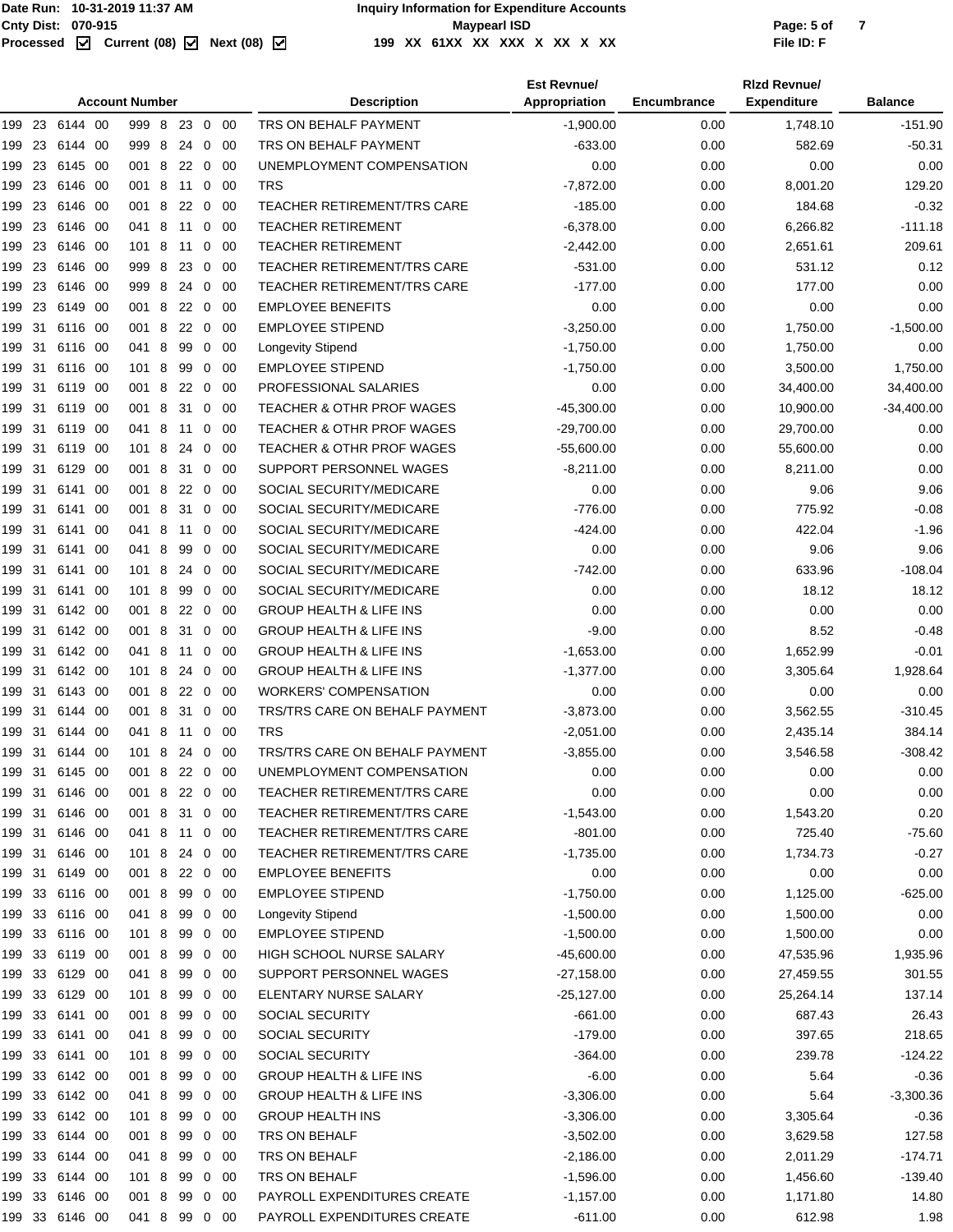| Account Number | Description | Est Revnue/ Appropriation | Encumbrance | Rlzd Revnue/ Expenditure | Balance |
|---|---|---|---|---|---|
| 199 23 6144 00 999 8 23 0 00 | TRS ON BEHALF PAYMENT | -1,900.00 | 0.00 | 1,748.10 | -151.90 |
| 199 23 6144 00 999 8 24 0 00 | TRS ON BEHALF PAYMENT | -633.00 | 0.00 | 582.69 | -50.31 |
| 199 23 6145 00 001 8 22 0 00 | UNEMPLOYMENT COMPENSATION | 0.00 | 0.00 | 0.00 | 0.00 |
| 199 23 6146 00 001 8 11 0 00 | TRS | -7,872.00 | 0.00 | 8,001.20 | 129.20 |
| 199 23 6146 00 001 8 22 0 00 | TEACHER RETIREMENT/TRS CARE | -185.00 | 0.00 | 184.68 | -0.32 |
| 199 23 6146 00 041 8 11 0 00 | TEACHER RETIREMENT | -6,378.00 | 0.00 | 6,266.82 | -111.18 |
| 199 23 6146 00 101 8 11 0 00 | TEACHER RETIREMENT | -2,442.00 | 0.00 | 2,651.61 | 209.61 |
| 199 23 6146 00 999 8 23 0 00 | TEACHER RETIREMENT/TRS CARE | -531.00 | 0.00 | 531.12 | 0.12 |
| 199 23 6146 00 999 8 24 0 00 | TEACHER RETIREMENT/TRS CARE | -177.00 | 0.00 | 177.00 | 0.00 |
| 199 23 6149 00 001 8 22 0 00 | EMPLOYEE BENEFITS | 0.00 | 0.00 | 0.00 | 0.00 |
| 199 31 6116 00 001 8 22 0 00 | EMPLOYEE STIPEND | -3,250.00 | 0.00 | 1,750.00 | -1,500.00 |
| 199 31 6116 00 041 8 99 0 00 | Longevity Stipend | -1,750.00 | 0.00 | 1,750.00 | 0.00 |
| 199 31 6116 00 101 8 99 0 00 | EMPLOYEE STIPEND | -1,750.00 | 0.00 | 3,500.00 | 1,750.00 |
| 199 31 6119 00 001 8 22 0 00 | PROFESSIONAL SALARIES | 0.00 | 0.00 | 34,400.00 | 34,400.00 |
| 199 31 6119 00 001 8 31 0 00 | TEACHER & OTHR PROF WAGES | -45,300.00 | 0.00 | 10,900.00 | -34,400.00 |
| 199 31 6119 00 041 8 11 0 00 | TEACHER & OTHR PROF WAGES | -29,700.00 | 0.00 | 29,700.00 | 0.00 |
| 199 31 6119 00 101 8 24 0 00 | TEACHER & OTHR PROF WAGES | -55,600.00 | 0.00 | 55,600.00 | 0.00 |
| 199 31 6129 00 001 8 31 0 00 | SUPPORT PERSONNEL WAGES | -8,211.00 | 0.00 | 8,211.00 | 0.00 |
| 199 31 6141 00 001 8 22 0 00 | SOCIAL SECURITY/MEDICARE | 0.00 | 0.00 | 9.06 | 9.06 |
| 199 31 6141 00 001 8 31 0 00 | SOCIAL SECURITY/MEDICARE | -776.00 | 0.00 | 775.92 | -0.08 |
| 199 31 6141 00 041 8 11 0 00 | SOCIAL SECURITY/MEDICARE | -424.00 | 0.00 | 422.04 | -1.96 |
| 199 31 6141 00 041 8 99 0 00 | SOCIAL SECURITY/MEDICARE | 0.00 | 0.00 | 9.06 | 9.06 |
| 199 31 6141 00 101 8 24 0 00 | SOCIAL SECURITY/MEDICARE | -742.00 | 0.00 | 633.96 | -108.04 |
| 199 31 6141 00 101 8 99 0 00 | SOCIAL SECURITY/MEDICARE | 0.00 | 0.00 | 18.12 | 18.12 |
| 199 31 6142 00 001 8 22 0 00 | GROUP HEALTH & LIFE INS | 0.00 | 0.00 | 0.00 | 0.00 |
| 199 31 6142 00 001 8 31 0 00 | GROUP HEALTH & LIFE INS | -9.00 | 0.00 | 8.52 | -0.48 |
| 199 31 6142 00 041 8 11 0 00 | GROUP HEALTH & LIFE INS | -1,653.00 | 0.00 | 1,652.99 | -0.01 |
| 199 31 6142 00 101 8 24 0 00 | GROUP HEALTH & LIFE INS | -1,377.00 | 0.00 | 3,305.64 | 1,928.64 |
| 199 31 6143 00 001 8 22 0 00 | WORKERS' COMPENSATION | 0.00 | 0.00 | 0.00 | 0.00 |
| 199 31 6144 00 001 8 31 0 00 | TRS/TRS CARE ON BEHALF PAYMENT | -3,873.00 | 0.00 | 3,562.55 | -310.45 |
| 199 31 6144 00 041 8 11 0 00 | TRS | -2,051.00 | 0.00 | 2,435.14 | 384.14 |
| 199 31 6144 00 101 8 24 0 00 | TRS/TRS CARE ON BEHALF PAYMENT | -3,855.00 | 0.00 | 3,546.58 | -308.42 |
| 199 31 6145 00 001 8 22 0 00 | UNEMPLOYMENT COMPENSATION | 0.00 | 0.00 | 0.00 | 0.00 |
| 199 31 6146 00 001 8 22 0 00 | TEACHER RETIREMENT/TRS CARE | 0.00 | 0.00 | 0.00 | 0.00 |
| 199 31 6146 00 001 8 31 0 00 | TEACHER RETIREMENT/TRS CARE | -1,543.00 | 0.00 | 1,543.20 | 0.20 |
| 199 31 6146 00 041 8 11 0 00 | TEACHER RETIREMENT/TRS CARE | -801.00 | 0.00 | 725.40 | -75.60 |
| 199 31 6146 00 101 8 24 0 00 | TEACHER RETIREMENT/TRS CARE | -1,735.00 | 0.00 | 1,734.73 | -0.27 |
| 199 31 6149 00 001 8 22 0 00 | EMPLOYEE BENEFITS | 0.00 | 0.00 | 0.00 | 0.00 |
| 199 33 6116 00 001 8 99 0 00 | EMPLOYEE STIPEND | -1,750.00 | 0.00 | 1,125.00 | -625.00 |
| 199 33 6116 00 041 8 99 0 00 | Longevity Stipend | -1,500.00 | 0.00 | 1,500.00 | 0.00 |
| 199 33 6116 00 101 8 99 0 00 | EMPLOYEE STIPEND | -1,500.00 | 0.00 | 1,500.00 | 0.00 |
| 199 33 6119 00 001 8 99 0 00 | HIGH SCHOOL NURSE SALARY | -45,600.00 | 0.00 | 47,535.96 | 1,935.96 |
| 199 33 6129 00 041 8 99 0 00 | SUPPORT PERSONNEL WAGES | -27,158.00 | 0.00 | 27,459.55 | 301.55 |
| 199 33 6129 00 101 8 99 0 00 | ELENTARY NURSE SALARY | -25,127.00 | 0.00 | 25,264.14 | 137.14 |
| 199 33 6141 00 001 8 99 0 00 | SOCIAL SECURITY | -661.00 | 0.00 | 687.43 | 26.43 |
| 199 33 6141 00 041 8 99 0 00 | SOCIAL SECURITY | -179.00 | 0.00 | 397.65 | 218.65 |
| 199 33 6141 00 101 8 99 0 00 | SOCIAL SECURITY | -364.00 | 0.00 | 239.78 | -124.22 |
| 199 33 6142 00 001 8 99 0 00 | GROUP HEALTH & LIFE INS | -6.00 | 0.00 | 5.64 | -0.36 |
| 199 33 6142 00 041 8 99 0 00 | GROUP HEALTH & LIFE INS | -3,306.00 | 0.00 | 5.64 | -3,300.36 |
| 199 33 6142 00 101 8 99 0 00 | GROUP HEALTH INS | -3,306.00 | 0.00 | 3,305.64 | -0.36 |
| 199 33 6144 00 001 8 99 0 00 | TRS ON BEHALF | -3,502.00 | 0.00 | 3,629.58 | 127.58 |
| 199 33 6144 00 041 8 99 0 00 | TRS ON BEHALF | -2,186.00 | 0.00 | 2,011.29 | -174.71 |
| 199 33 6144 00 101 8 99 0 00 | TRS ON BEHALF | -1,596.00 | 0.00 | 1,456.60 | -139.40 |
| 199 33 6146 00 001 8 99 0 00 | PAYROLL EXPENDITURES CREATE | -1,157.00 | 0.00 | 1,171.80 | 14.80 |
| 199 33 6146 00 041 8 99 0 00 | PAYROLL EXPENDITURES CREATE | -611.00 | 0.00 | 612.98 | 1.98 |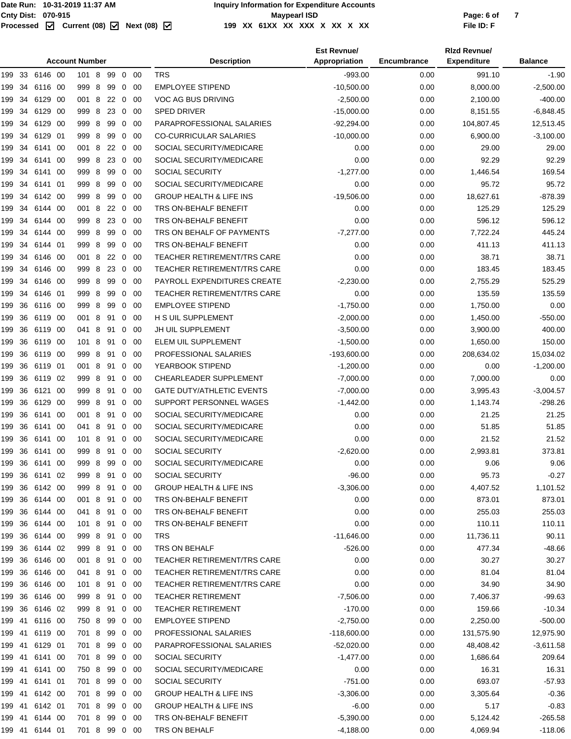| Account Number | Description | Est Revnue/ Appropriation | Encumbrance | Rlzd Revnue/ Expenditure | Balance |
|---|---|---|---|---|---|
| 199 33 6146 00 101 8 99 0 00 | TRS | -993.00 | 0.00 | 991.10 | -1.90 |
| 199 34 6116 00 999 8 99 0 00 | EMPLOYEE STIPEND | -10,500.00 | 0.00 | 8,000.00 | -2,500.00 |
| 199 34 6129 00 001 8 22 0 00 | VOC AG BUS DRIVING | -2,500.00 | 0.00 | 2,100.00 | -400.00 |
| 199 34 6129 00 999 8 23 0 00 | SPED DRIVER | -15,000.00 | 0.00 | 8,151.55 | -6,848.45 |
| 199 34 6129 00 999 8 99 0 00 | PARAPROFESSIONAL SALARIES | -92,294.00 | 0.00 | 104,807.45 | 12,513.45 |
| 199 34 6129 01 999 8 99 0 00 | CO-CURRICULAR SALARIES | -10,000.00 | 0.00 | 6,900.00 | -3,100.00 |
| 199 34 6141 00 001 8 22 0 00 | SOCIAL SECURITY/MEDICARE | 0.00 | 0.00 | 29.00 | 29.00 |
| 199 34 6141 00 999 8 23 0 00 | SOCIAL SECURITY/MEDICARE | 0.00 | 0.00 | 92.29 | 92.29 |
| 199 34 6141 00 999 8 99 0 00 | SOCIAL SECURITY | -1,277.00 | 0.00 | 1,446.54 | 169.54 |
| 199 34 6141 01 999 8 99 0 00 | SOCIAL SECURITY/MEDICARE | 0.00 | 0.00 | 95.72 | 95.72 |
| 199 34 6142 00 999 8 99 0 00 | GROUP HEALTH & LIFE INS | -19,506.00 | 0.00 | 18,627.61 | -878.39 |
| 199 34 6144 00 001 8 22 0 00 | TRS ON-BEHALF BENEFIT | 0.00 | 0.00 | 125.29 | 125.29 |
| 199 34 6144 00 999 8 23 0 00 | TRS ON-BEHALF BENEFIT | 0.00 | 0.00 | 596.12 | 596.12 |
| 199 34 6144 00 999 8 99 0 00 | TRS ON BEHALF OF PAYMENTS | -7,277.00 | 0.00 | 7,722.24 | 445.24 |
| 199 34 6144 01 999 8 99 0 00 | TRS ON-BEHALF BENEFIT | 0.00 | 0.00 | 411.13 | 411.13 |
| 199 34 6146 00 001 8 22 0 00 | TEACHER RETIREMENT/TRS CARE | 0.00 | 0.00 | 38.71 | 38.71 |
| 199 34 6146 00 999 8 23 0 00 | TEACHER RETIREMENT/TRS CARE | 0.00 | 0.00 | 183.45 | 183.45 |
| 199 34 6146 00 999 8 99 0 00 | PAYROLL EXPENDITURES CREATE | -2,230.00 | 0.00 | 2,755.29 | 525.29 |
| 199 34 6146 01 999 8 99 0 00 | TEACHER RETIREMENT/TRS CARE | 0.00 | 0.00 | 135.59 | 135.59 |
| 199 36 6116 00 999 8 99 0 00 | EMPLOYEE STIPEND | -1,750.00 | 0.00 | 1,750.00 | 0.00 |
| 199 36 6119 00 001 8 91 0 00 | H S UIL SUPPLEMENT | -2,000.00 | 0.00 | 1,450.00 | -550.00 |
| 199 36 6119 00 041 8 91 0 00 | JH UIL SUPPLEMENT | -3,500.00 | 0.00 | 3,900.00 | 400.00 |
| 199 36 6119 00 101 8 91 0 00 | ELEM UIL SUPPLEMENT | -1,500.00 | 0.00 | 1,650.00 | 150.00 |
| 199 36 6119 00 999 8 91 0 00 | PROFESSIONAL SALARIES | -193,600.00 | 0.00 | 208,634.02 | 15,034.02 |
| 199 36 6119 01 001 8 91 0 00 | YEARBOOK STIPEND | -1,200.00 | 0.00 | 0.00 | -1,200.00 |
| 199 36 6119 02 999 8 91 0 00 | CHEARLEADER SUPPLEMENT | -7,000.00 | 0.00 | 7,000.00 | 0.00 |
| 199 36 6121 00 999 8 91 0 00 | GATE DUTY/ATHLETIC EVENTS | -7,000.00 | 0.00 | 3,995.43 | -3,004.57 |
| 199 36 6129 00 999 8 91 0 00 | SUPPORT PERSONNEL WAGES | -1,442.00 | 0.00 | 1,143.74 | -298.26 |
| 199 36 6141 00 001 8 91 0 00 | SOCIAL SECURITY/MEDICARE | 0.00 | 0.00 | 21.25 | 21.25 |
| 199 36 6141 00 041 8 91 0 00 | SOCIAL SECURITY/MEDICARE | 0.00 | 0.00 | 51.85 | 51.85 |
| 199 36 6141 00 101 8 91 0 00 | SOCIAL SECURITY/MEDICARE | 0.00 | 0.00 | 21.52 | 21.52 |
| 199 36 6141 00 999 8 91 0 00 | SOCIAL SECURITY | -2,620.00 | 0.00 | 2,993.81 | 373.81 |
| 199 36 6141 00 999 8 99 0 00 | SOCIAL SECURITY/MEDICARE | 0.00 | 0.00 | 9.06 | 9.06 |
| 199 36 6141 02 999 8 91 0 00 | SOCIAL SECURITY | -96.00 | 0.00 | 95.73 | -0.27 |
| 199 36 6142 00 999 8 91 0 00 | GROUP HEALTH & LIFE INS | -3,306.00 | 0.00 | 4,407.52 | 1,101.52 |
| 199 36 6144 00 001 8 91 0 00 | TRS ON-BEHALF BENEFIT | 0.00 | 0.00 | 873.01 | 873.01 |
| 199 36 6144 00 041 8 91 0 00 | TRS ON-BEHALF BENEFIT | 0.00 | 0.00 | 255.03 | 255.03 |
| 199 36 6144 00 101 8 91 0 00 | TRS ON-BEHALF BENEFIT | 0.00 | 0.00 | 110.11 | 110.11 |
| 199 36 6144 00 999 8 91 0 00 | TRS | -11,646.00 | 0.00 | 11,736.11 | 90.11 |
| 199 36 6144 02 999 8 91 0 00 | TRS ON BEHALF | -526.00 | 0.00 | 477.34 | -48.66 |
| 199 36 6146 00 001 8 91 0 00 | TEACHER RETIREMENT/TRS CARE | 0.00 | 0.00 | 30.27 | 30.27 |
| 199 36 6146 00 041 8 91 0 00 | TEACHER RETIREMENT/TRS CARE | 0.00 | 0.00 | 81.04 | 81.04 |
| 199 36 6146 00 101 8 91 0 00 | TEACHER RETIREMENT/TRS CARE | 0.00 | 0.00 | 34.90 | 34.90 |
| 199 36 6146 00 999 8 91 0 00 | TEACHER RETIREMENT | -7,506.00 | 0.00 | 7,406.37 | -99.63 |
| 199 36 6146 02 999 8 91 0 00 | TEACHER RETIREMENT | -170.00 | 0.00 | 159.66 | -10.34 |
| 199 41 6116 00 750 8 99 0 00 | EMPLOYEE STIPEND | -2,750.00 | 0.00 | 2,250.00 | -500.00 |
| 199 41 6119 00 701 8 99 0 00 | PROFESSIONAL SALARIES | -118,600.00 | 0.00 | 131,575.90 | 12,975.90 |
| 199 41 6129 01 701 8 99 0 00 | PARAPROFESSIONAL SALARIES | -52,020.00 | 0.00 | 48,408.42 | -3,611.58 |
| 199 41 6141 00 701 8 99 0 00 | SOCIAL SECURITY | -1,477.00 | 0.00 | 1,686.64 | 209.64 |
| 199 41 6141 00 750 8 99 0 00 | SOCIAL SECURITY/MEDICARE | 0.00 | 0.00 | 16.31 | 16.31 |
| 199 41 6141 01 701 8 99 0 00 | SOCIAL SECURITY | -751.00 | 0.00 | 693.07 | -57.93 |
| 199 41 6142 00 701 8 99 0 00 | GROUP HEALTH & LIFE INS | -3,306.00 | 0.00 | 3,305.64 | -0.36 |
| 199 41 6142 01 701 8 99 0 00 | GROUP HEALTH & LIFE INS | -6.00 | 0.00 | 5.17 | -0.83 |
| 199 41 6144 00 701 8 99 0 00 | TRS ON-BEHALF BENEFIT | -5,390.00 | 0.00 | 5,124.42 | -265.58 |
| 199 41 6144 01 701 8 99 0 00 | TRS ON BEHALF | -4,188.00 | 0.00 | 4,069.94 | -118.06 |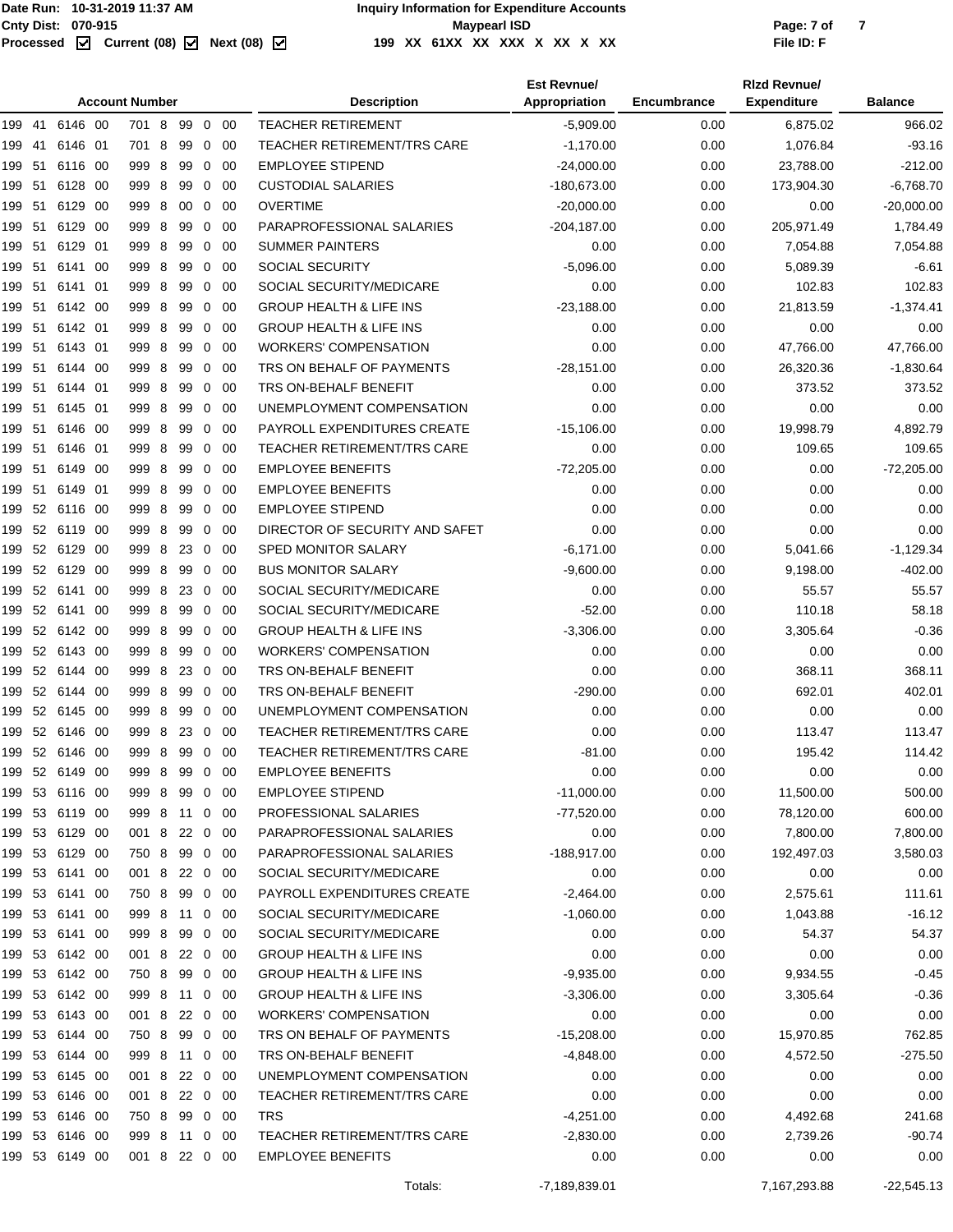Date Run: 10-31-2019 11:37 AM
Cnty Dist: 070-915
Processed ☑ Current (08) ☑ Next (08) ☑

**Inquiry Information for Expenditure Accounts**
**Maypearl ISD**
199 XX 61XX XX XXX X XX X XX

File ID: F

| Account Number | Description | Est Revnue/ Appropriation | Encumbrance | Rlzd Revnue/ Expenditure | Balance |
|---|---|---|---|---|---|
| 199 41 6146 00 701 8 99 0 00 | TEACHER RETIREMENT | -5,909.00 | 0.00 | 6,875.02 | 966.02 |
| 199 41 6146 01 701 8 99 0 00 | TEACHER RETIREMENT/TRS CARE | -1,170.00 | 0.00 | 1,076.84 | -93.16 |
| 199 51 6116 00 999 8 99 0 00 | EMPLOYEE STIPEND | -24,000.00 | 0.00 | 23,788.00 | -212.00 |
| 199 51 6128 00 999 8 99 0 00 | CUSTODIAL SALARIES | -180,673.00 | 0.00 | 173,904.30 | -6,768.70 |
| 199 51 6129 00 999 8 00 0 00 | OVERTIME | -20,000.00 | 0.00 | 0.00 | -20,000.00 |
| 199 51 6129 00 999 8 99 0 00 | PARAPROFESSIONAL SALARIES | -204,187.00 | 0.00 | 205,971.49 | 1,784.49 |
| 199 51 6129 01 999 8 99 0 00 | SUMMER PAINTERS | 0.00 | 0.00 | 7,054.88 | 7,054.88 |
| 199 51 6141 00 999 8 99 0 00 | SOCIAL SECURITY | -5,096.00 | 0.00 | 5,089.39 | -6.61 |
| 199 51 6141 01 999 8 99 0 00 | SOCIAL SECURITY/MEDICARE | 0.00 | 0.00 | 102.83 | 102.83 |
| 199 51 6142 00 999 8 99 0 00 | GROUP HEALTH & LIFE INS | -23,188.00 | 0.00 | 21,813.59 | -1,374.41 |
| 199 51 6142 01 999 8 99 0 00 | GROUP HEALTH & LIFE INS | 0.00 | 0.00 | 0.00 | 0.00 |
| 199 51 6143 01 999 8 99 0 00 | WORKERS' COMPENSATION | 0.00 | 0.00 | 47,766.00 | 47,766.00 |
| 199 51 6144 00 999 8 99 0 00 | TRS ON BEHALF OF PAYMENTS | -28,151.00 | 0.00 | 26,320.36 | -1,830.64 |
| 199 51 6144 01 999 8 99 0 00 | TRS ON-BEHALF BENEFIT | 0.00 | 0.00 | 373.52 | 373.52 |
| 199 51 6145 01 999 8 99 0 00 | UNEMPLOYMENT COMPENSATION | 0.00 | 0.00 | 0.00 | 0.00 |
| 199 51 6146 00 999 8 99 0 00 | PAYROLL EXPENDITURES CREATE | -15,106.00 | 0.00 | 19,998.79 | 4,892.79 |
| 199 51 6146 01 999 8 99 0 00 | TEACHER RETIREMENT/TRS CARE | 0.00 | 0.00 | 109.65 | 109.65 |
| 199 51 6149 00 999 8 99 0 00 | EMPLOYEE BENEFITS | -72,205.00 | 0.00 | 0.00 | -72,205.00 |
| 199 51 6149 01 999 8 99 0 00 | EMPLOYEE BENEFITS | 0.00 | 0.00 | 0.00 | 0.00 |
| 199 52 6116 00 999 8 99 0 00 | EMPLOYEE STIPEND | 0.00 | 0.00 | 0.00 | 0.00 |
| 199 52 6119 00 999 8 99 0 00 | DIRECTOR OF SECURITY AND SAFET | 0.00 | 0.00 | 0.00 | 0.00 |
| 199 52 6129 00 999 8 23 0 00 | SPED MONITOR SALARY | -6,171.00 | 0.00 | 5,041.66 | -1,129.34 |
| 199 52 6129 00 999 8 99 0 00 | BUS MONITOR SALARY | -9,600.00 | 0.00 | 9,198.00 | -402.00 |
| 199 52 6141 00 999 8 23 0 00 | SOCIAL SECURITY/MEDICARE | 0.00 | 0.00 | 55.57 | 55.57 |
| 199 52 6141 00 999 8 99 0 00 | SOCIAL SECURITY/MEDICARE | -52.00 | 0.00 | 110.18 | 58.18 |
| 199 52 6142 00 999 8 99 0 00 | GROUP HEALTH & LIFE INS | -3,306.00 | 0.00 | 3,305.64 | -0.36 |
| 199 52 6143 00 999 8 99 0 00 | WORKERS' COMPENSATION | 0.00 | 0.00 | 0.00 | 0.00 |
| 199 52 6144 00 999 8 23 0 00 | TRS ON-BEHALF BENEFIT | 0.00 | 0.00 | 368.11 | 368.11 |
| 199 52 6144 00 999 8 99 0 00 | TRS ON-BEHALF BENEFIT | -290.00 | 0.00 | 692.01 | 402.01 |
| 199 52 6145 00 999 8 99 0 00 | UNEMPLOYMENT COMPENSATION | 0.00 | 0.00 | 0.00 | 0.00 |
| 199 52 6146 00 999 8 23 0 00 | TEACHER RETIREMENT/TRS CARE | 0.00 | 0.00 | 113.47 | 113.47 |
| 199 52 6146 00 999 8 99 0 00 | TEACHER RETIREMENT/TRS CARE | -81.00 | 0.00 | 195.42 | 114.42 |
| 199 52 6149 00 999 8 99 0 00 | EMPLOYEE BENEFITS | 0.00 | 0.00 | 0.00 | 0.00 |
| 199 53 6116 00 999 8 99 0 00 | EMPLOYEE STIPEND | -11,000.00 | 0.00 | 11,500.00 | 500.00 |
| 199 53 6119 00 999 8 11 0 00 | PROFESSIONAL SALARIES | -77,520.00 | 0.00 | 78,120.00 | 600.00 |
| 199 53 6129 00 001 8 22 0 00 | PARAPROFESSIONAL SALARIES | 0.00 | 0.00 | 7,800.00 | 7,800.00 |
| 199 53 6129 00 750 8 99 0 00 | PARAPROFESSIONAL SALARIES | -188,917.00 | 0.00 | 192,497.03 | 3,580.03 |
| 199 53 6141 00 001 8 22 0 00 | SOCIAL SECURITY/MEDICARE | 0.00 | 0.00 | 0.00 | 0.00 |
| 199 53 6141 00 750 8 99 0 00 | PAYROLL EXPENDITURES CREATE | -2,464.00 | 0.00 | 2,575.61 | 111.61 |
| 199 53 6141 00 999 8 11 0 00 | SOCIAL SECURITY/MEDICARE | -1,060.00 | 0.00 | 1,043.88 | -16.12 |
| 199 53 6141 00 999 8 99 0 00 | SOCIAL SECURITY/MEDICARE | 0.00 | 0.00 | 54.37 | 54.37 |
| 199 53 6142 00 001 8 22 0 00 | GROUP HEALTH & LIFE INS | 0.00 | 0.00 | 0.00 | 0.00 |
| 199 53 6142 00 750 8 99 0 00 | GROUP HEALTH & LIFE INS | -9,935.00 | 0.00 | 9,934.55 | -0.45 |
| 199 53 6142 00 999 8 11 0 00 | GROUP HEALTH & LIFE INS | -3,306.00 | 0.00 | 3,305.64 | -0.36 |
| 199 53 6143 00 001 8 22 0 00 | WORKERS' COMPENSATION | 0.00 | 0.00 | 0.00 | 0.00 |
| 199 53 6144 00 750 8 99 0 00 | TRS ON BEHALF OF PAYMENTS | -15,208.00 | 0.00 | 15,970.85 | 762.85 |
| 199 53 6144 00 999 8 11 0 00 | TRS ON-BEHALF BENEFIT | -4,848.00 | 0.00 | 4,572.50 | -275.50 |
| 199 53 6145 00 001 8 22 0 00 | UNEMPLOYMENT COMPENSATION | 0.00 | 0.00 | 0.00 | 0.00 |
| 199 53 6146 00 001 8 22 0 00 | TEACHER RETIREMENT/TRS CARE | 0.00 | 0.00 | 0.00 | 0.00 |
| 199 53 6146 00 750 8 99 0 00 | TRS | -4,251.00 | 0.00 | 4,492.68 | 241.68 |
| 199 53 6146 00 999 8 11 0 00 | TEACHER RETIREMENT/TRS CARE | -2,830.00 | 0.00 | 2,739.26 | -90.74 |
| 199 53 6149 00 001 8 22 0 00 | EMPLOYEE BENEFITS | 0.00 | 0.00 | 0.00 | 0.00 |
| | Totals: | -7,189,839.01 | | 7,167,293.88 | -22,545.13 |